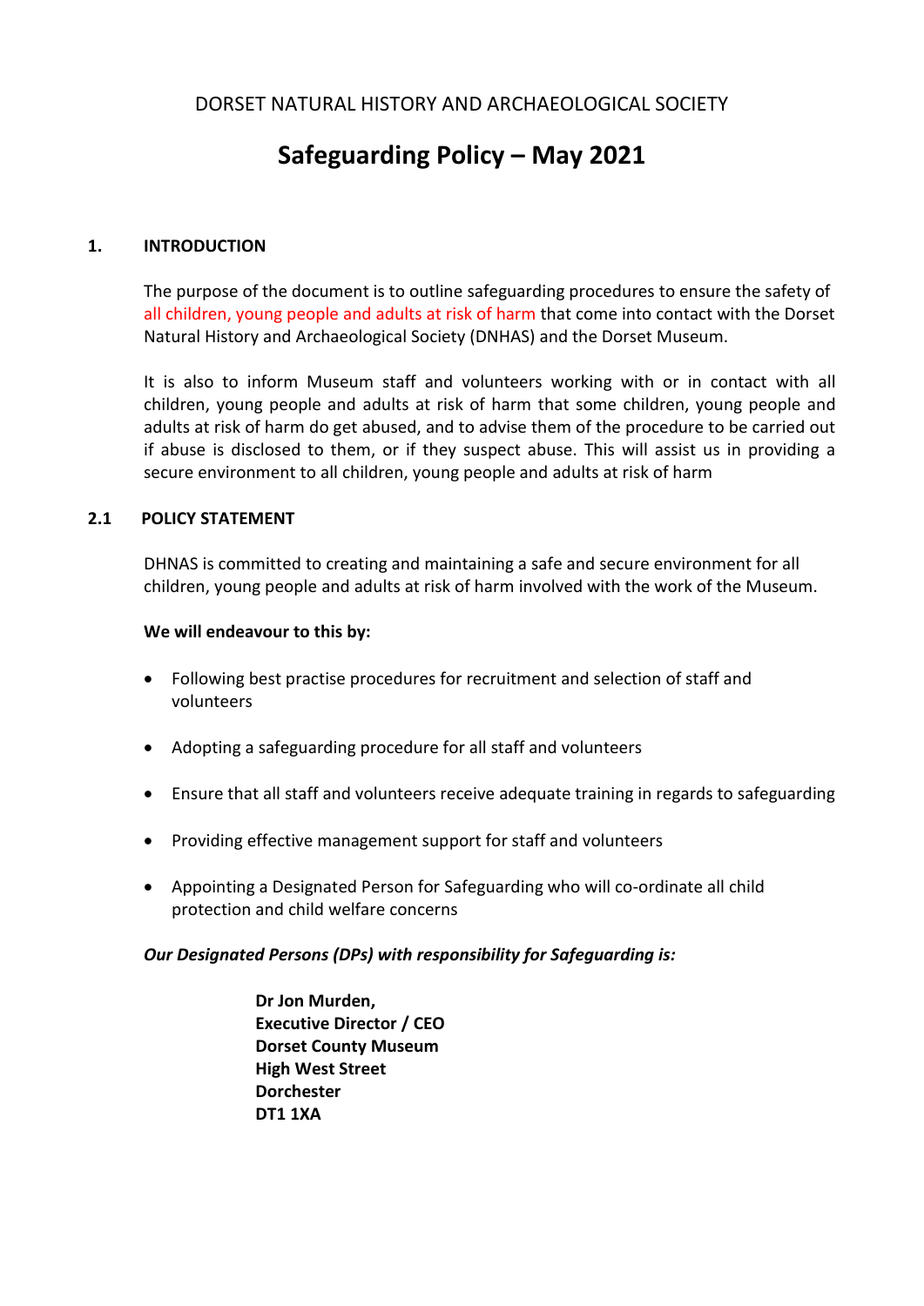DORSET NATURAL HISTORY AND ARCHAEOLOGICAL SOCIETY

# Safeguarding Policy – May 2021

## 1. INTRODUCTION

The purpose of the document is to outline safeguarding procedures to ensure the safety of all children, young people and adults at risk of harm that come into contact with the Dorset Natural History and Archaeological Society (DNHAS) and the Dorset Museum.

It is also to inform Museum staff and volunteers working with or in contact with all children, young people and adults at risk of harm that some children, young people and adults at risk of harm do get abused, and to advise them of the procedure to be carried out if abuse is disclosed to them, or if they suspect abuse. This will assist us in providing a secure environment to all children, young people and adults at risk of harm

## 2.1 POLICY STATEMENT

DHNAS is committed to creating and maintaining a safe and secure environment for all children, young people and adults at risk of harm involved with the work of the Museum.

**We will endeavour to this by:**

- Following best practise procedures for recruitment and selection of staff and volunteers
- Adopting a safeguarding procedure for all staff and volunteers
- Ensure that all staff and volunteers receive adequate training in regards to safeguarding
- Providing effective management support for staff and volunteers
- Appointing a Designated Person for Safeguarding who will co-ordinate all child protection and child welfare concerns

***Our Designated Persons (DPs) with responsibility for Safeguarding is:***

**Dr Jon Murden,**
**Executive Director / CEO**
**Dorset County Museum**
**High West Street**
**Dorchester**
**DT1 1XA**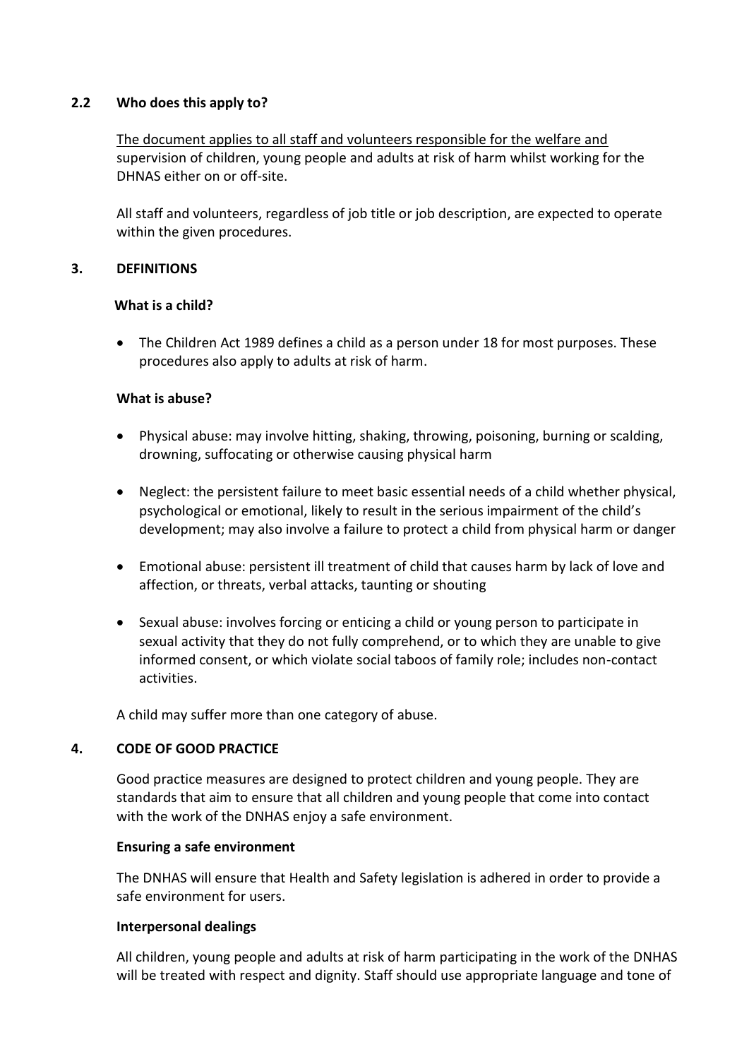## 2.2 Who does this apply to?

The document applies to all staff and volunteers responsible for the welfare and supervision of children, young people and adults at risk of harm whilst working for the DHNAS either on or off-site.

All staff and volunteers, regardless of job title or job description, are expected to operate within the given procedures.

## 3. DEFINITIONS

**What is a child?**

- The Children Act 1989 defines a child as a person under 18 for most purposes. These procedures also apply to adults at risk of harm.

**What is abuse?**

- Physical abuse: may involve hitting, shaking, throwing, poisoning, burning or scalding, drowning, suffocating or otherwise causing physical harm
- Neglect: the persistent failure to meet basic essential needs of a child whether physical, psychological or emotional, likely to result in the serious impairment of the child's development; may also involve a failure to protect a child from physical harm or danger
- Emotional abuse: persistent ill treatment of child that causes harm by lack of love and affection, or threats, verbal attacks, taunting or shouting
- Sexual abuse: involves forcing or enticing a child or young person to participate in sexual activity that they do not fully comprehend, or to which they are unable to give informed consent, or which violate social taboos of family role; includes non-contact activities.

A child may suffer more than one category of abuse.

## 4. CODE OF GOOD PRACTICE

Good practice measures are designed to protect children and young people. They are standards that aim to ensure that all children and young people that come into contact with the work of the DNHAS enjoy a safe environment.

**Ensuring a safe environment**

The DNHAS will ensure that Health and Safety legislation is adhered in order to provide a safe environment for users.

**Interpersonal dealings**

All children, young people and adults at risk of harm participating in the work of the DNHAS will be treated with respect and dignity. Staff should use appropriate language and tone of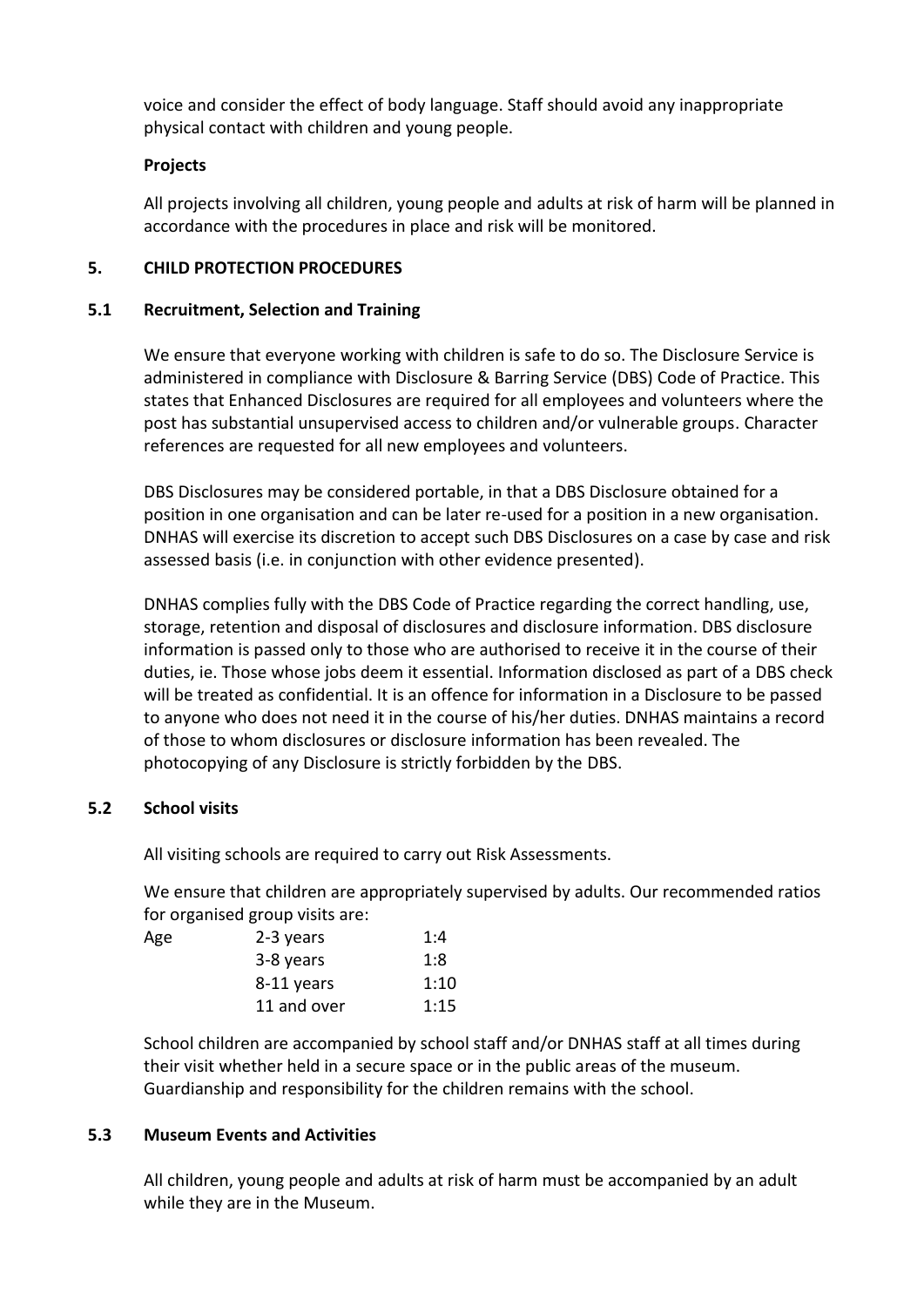voice and consider the effect of body language. Staff should avoid any inappropriate physical contact with children and young people.

**Projects**

All projects involving all children, young people and adults at risk of harm will be planned in accordance with the procedures in place and risk will be monitored.

## 5. CHILD PROTECTION PROCEDURES

### 5.1 Recruitment, Selection and Training

We ensure that everyone working with children is safe to do so. The Disclosure Service is administered in compliance with Disclosure & Barring Service (DBS) Code of Practice. This states that Enhanced Disclosures are required for all employees and volunteers where the post has substantial unsupervised access to children and/or vulnerable groups. Character references are requested for all new employees and volunteers.

DBS Disclosures may be considered portable, in that a DBS Disclosure obtained for a position in one organisation and can be later re-used for a position in a new organisation. DNHAS will exercise its discretion to accept such DBS Disclosures on a case by case and risk assessed basis (i.e. in conjunction with other evidence presented).

DNHAS complies fully with the DBS Code of Practice regarding the correct handling, use, storage, retention and disposal of disclosures and disclosure information. DBS disclosure information is passed only to those who are authorised to receive it in the course of their duties, ie. Those whose jobs deem it essential. Information disclosed as part of a DBS check will be treated as confidential. It is an offence for information in a Disclosure to be passed to anyone who does not need it in the course of his/her duties. DNHAS maintains a record of those to whom disclosures or disclosure information has been revealed. The photocopying of any Disclosure is strictly forbidden by the DBS.

### 5.2 School visits

All visiting schools are required to carry out Risk Assessments.

We ensure that children are appropriately supervised by adults. Our recommended ratios for organised group visits are:

| Age | | |
|---|---|---|
| | 2-3 years | 1:4 |
| | 3-8 years | 1:8 |
| | 8-11 years | 1:10 |
| | 11 and over | 1:15 |

School children are accompanied by school staff and/or DNHAS staff at all times during their visit whether held in a secure space or in the public areas of the museum. Guardianship and responsibility for the children remains with the school.

### 5.3 Museum Events and Activities

All children, young people and adults at risk of harm must be accompanied by an adult while they are in the Museum.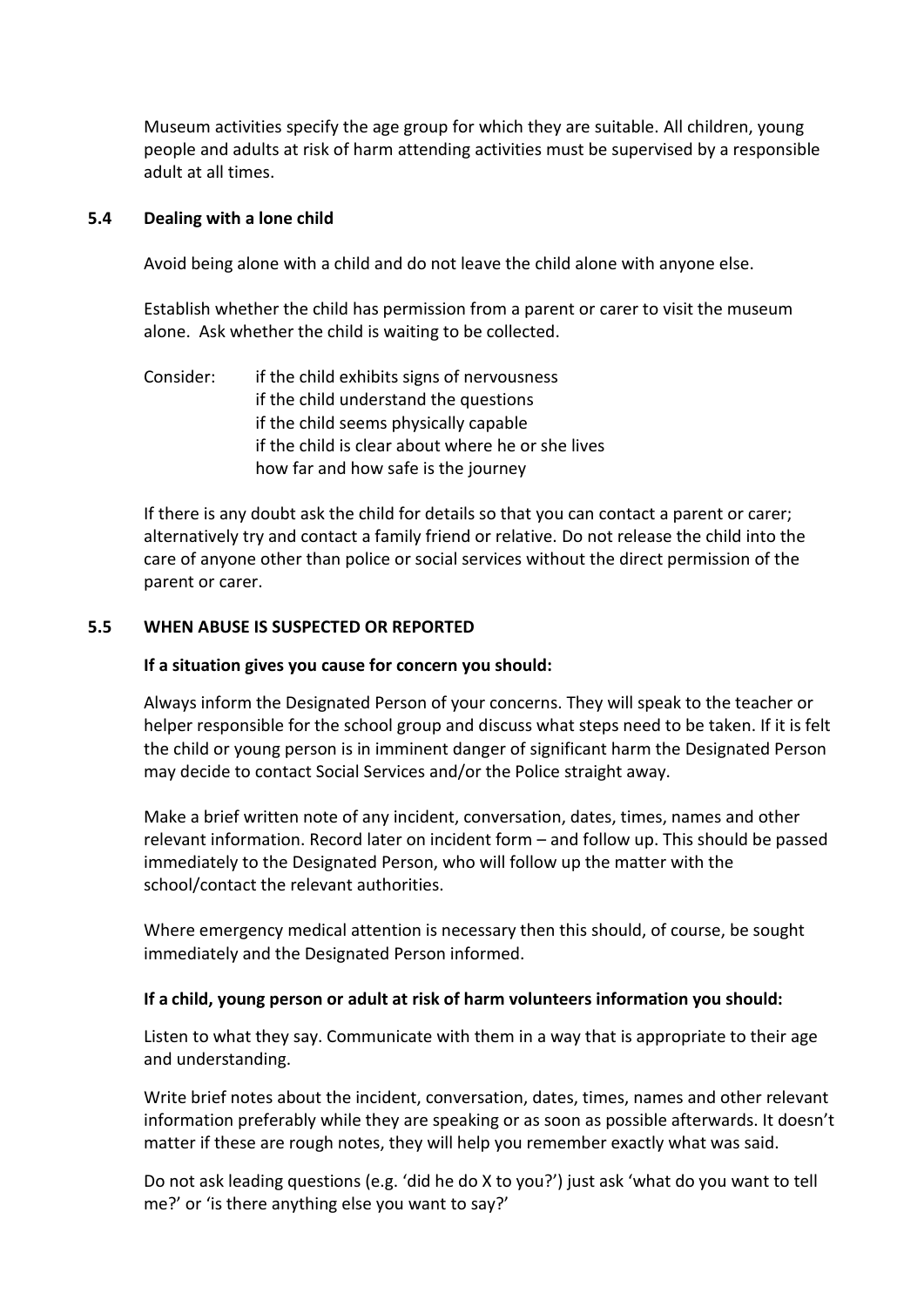Museum activities specify the age group for which they are suitable. All children, young people and adults at risk of harm attending activities must be supervised by a responsible adult at all times.

### 5.4 Dealing with a lone child

Avoid being alone with a child and do not leave the child alone with anyone else.

Establish whether the child has permission from a parent or carer to visit the museum alone. Ask whether the child is waiting to be collected.

Consider:
- if the child exhibits signs of nervousness
- if the child understand the questions
- if the child seems physically capable
- if the child is clear about where he or she lives
- how far and how safe is the journey

If there is any doubt ask the child for details so that you can contact a parent or carer; alternatively try and contact a family friend or relative. Do not release the child into the care of anyone other than police or social services without the direct permission of the parent or carer.

### 5.5 WHEN ABUSE IS SUSPECTED OR REPORTED

**If a situation gives you cause for concern you should:**

Always inform the Designated Person of your concerns. They will speak to the teacher or helper responsible for the school group and discuss what steps need to be taken. If it is felt the child or young person is in imminent danger of significant harm the Designated Person may decide to contact Social Services and/or the Police straight away.

Make a brief written note of any incident, conversation, dates, times, names and other relevant information. Record later on incident form – and follow up. This should be passed immediately to the Designated Person, who will follow up the matter with the school/contact the relevant authorities.

Where emergency medical attention is necessary then this should, of course, be sought immediately and the Designated Person informed.

**If a child, young person or adult at risk of harm volunteers information you should:**

Listen to what they say. Communicate with them in a way that is appropriate to their age and understanding.

Write brief notes about the incident, conversation, dates, times, names and other relevant information preferably while they are speaking or as soon as possible afterwards. It doesn't matter if these are rough notes, they will help you remember exactly what was said.

Do not ask leading questions (e.g. 'did he do X to you?') just ask 'what do you want to tell me?' or 'is there anything else you want to say?'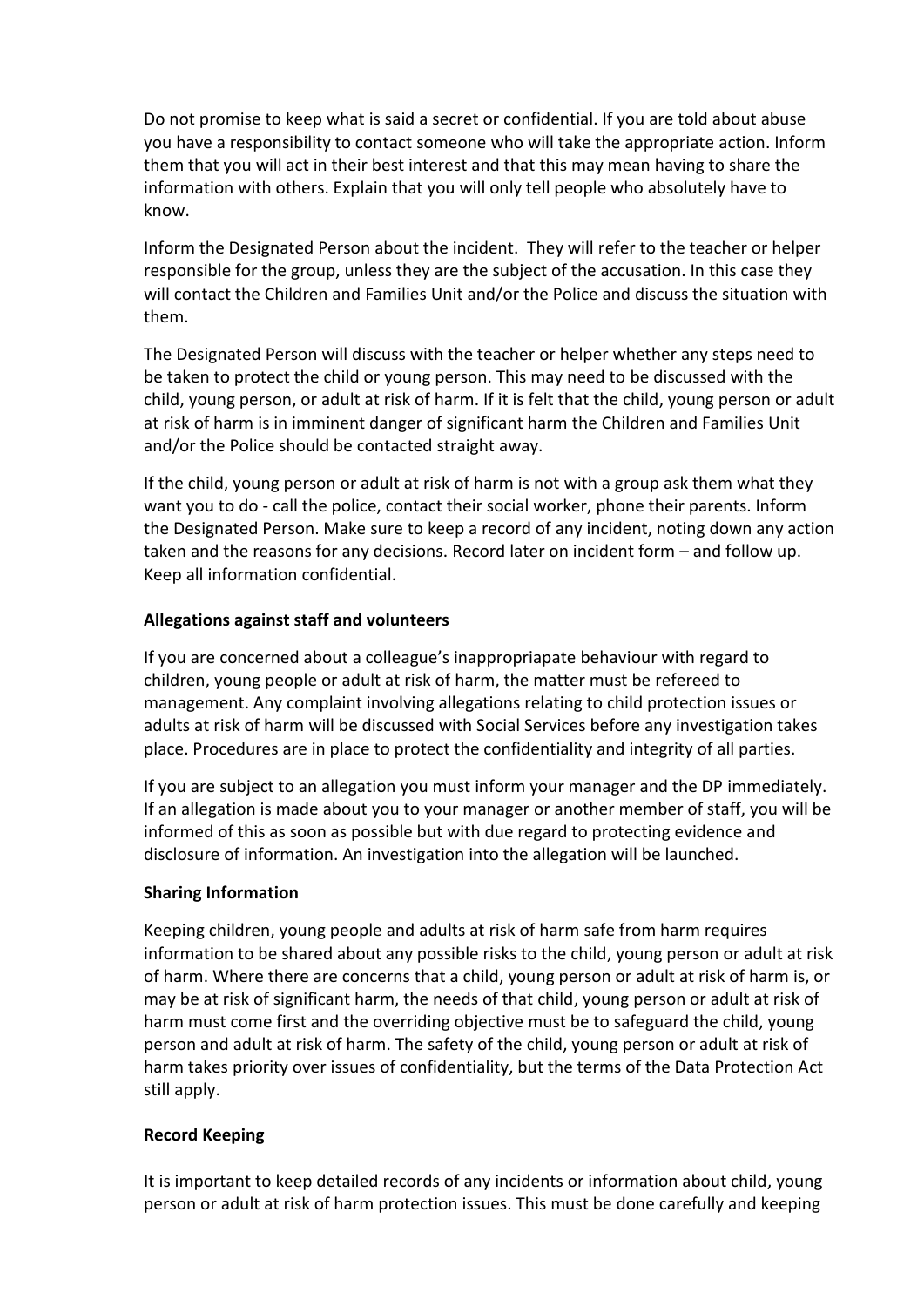Do not promise to keep what is said a secret or confidential. If you are told about abuse you have a responsibility to contact someone who will take the appropriate action. Inform them that you will act in their best interest and that this may mean having to share the information with others. Explain that you will only tell people who absolutely have to know.

Inform the Designated Person about the incident. They will refer to the teacher or helper responsible for the group, unless they are the subject of the accusation. In this case they will contact the Children and Families Unit and/or the Police and discuss the situation with them.

The Designated Person will discuss with the teacher or helper whether any steps need to be taken to protect the child or young person. This may need to be discussed with the child, young person, or adult at risk of harm. If it is felt that the child, young person or adult at risk of harm is in imminent danger of significant harm the Children and Families Unit and/or the Police should be contacted straight away.

If the child, young person or adult at risk of harm is not with a group ask them what they want you to do - call the police, contact their social worker, phone their parents. Inform the Designated Person. Make sure to keep a record of any incident, noting down any action taken and the reasons for any decisions. Record later on incident form – and follow up. Keep all information confidential.

**Allegations against staff and volunteers**

If you are concerned about a colleague's inappropriapate behaviour with regard to children, young people or adult at risk of harm, the matter must be refereed to management. Any complaint involving allegations relating to child protection issues or adults at risk of harm will be discussed with Social Services before any investigation takes place. Procedures are in place to protect the confidentiality and integrity of all parties.

If you are subject to an allegation you must inform your manager and the DP immediately. If an allegation is made about you to your manager or another member of staff, you will be informed of this as soon as possible but with due regard to protecting evidence and disclosure of information. An investigation into the allegation will be launched.

**Sharing Information**

Keeping children, young people and adults at risk of harm safe from harm requires information to be shared about any possible risks to the child, young person or adult at risk of harm. Where there are concerns that a child, young person or adult at risk of harm is, or may be at risk of significant harm, the needs of that child, young person or adult at risk of harm must come first and the overriding objective must be to safeguard the child, young person and adult at risk of harm. The safety of the child, young person or adult at risk of harm takes priority over issues of confidentiality, but the terms of the Data Protection Act still apply.

**Record Keeping**

It is important to keep detailed records of any incidents or information about child, young person or adult at risk of harm protection issues. This must be done carefully and keeping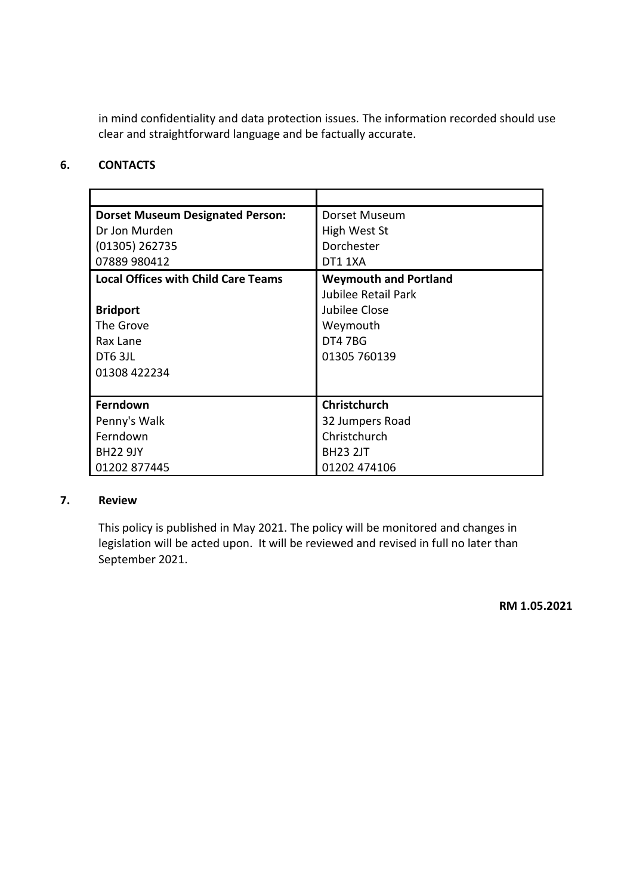in mind confidentiality and data protection issues. The information recorded should use clear and straightforward language and be factually accurate.

## 6. CONTACTS

| | |
|---|---|
| **Dorset Museum Designated Person:**<br>Dr Jon Murden<br>(01305) 262735<br>07889 980412 | Dorset Museum<br>High West St<br>Dorchester<br>DT1 1XA |
| **Local Offices with Child Care Teams**<br><br>**Bridport**<br>The Grove<br>Rax Lane<br>DT6 3JL<br>01308 422234 | **Weymouth and Portland**<br>Jubilee Retail Park<br>Jubilee Close<br>Weymouth<br>DT4 7BG<br>01305 760139 |
| **Ferndown**<br>Penny's Walk<br>Ferndown<br>BH22 9JY<br>01202 877445 | **Christchurch**<br>32 Jumpers Road<br>Christchurch<br>BH23 2JT<br>01202 474106 |

## 7. Review

This policy is published in May 2021. The policy will be monitored and changes in legislation will be acted upon. It will be reviewed and revised in full no later than September 2021.

**RM 1.05.2021**